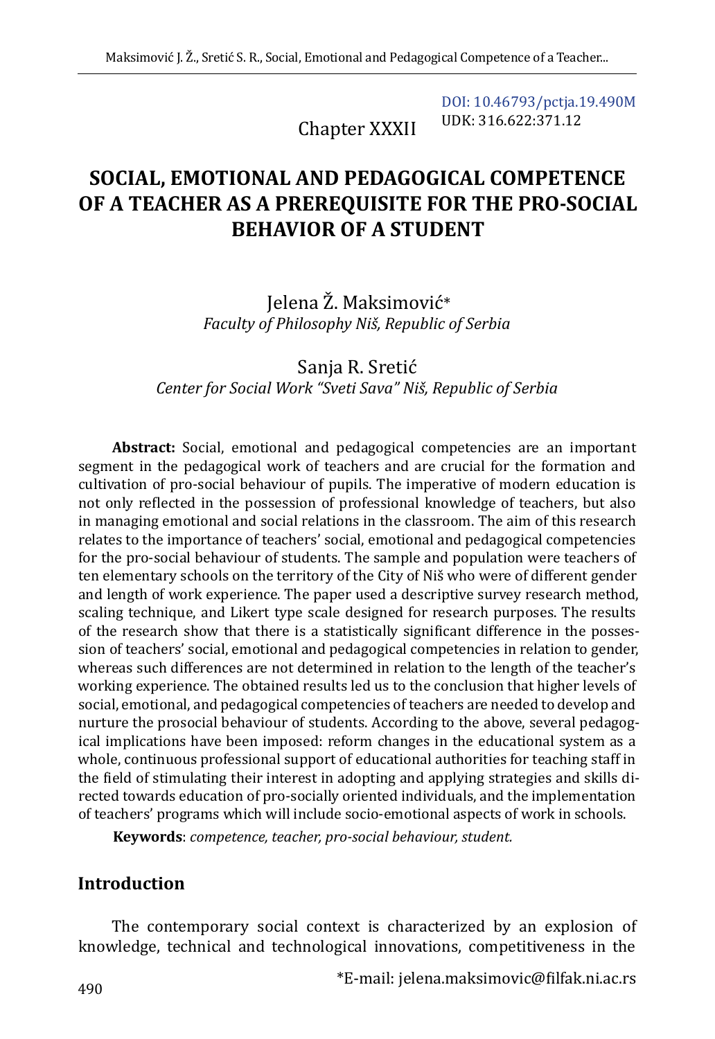DOI: 10.46793/pctja.19.490M
UDK: 316.622:371.12

Chapter XXXII

# SOCIAL, EMOTIONAL AND PEDAGOGICAL COMPETENCE OF A TEACHER AS A PREREQUISITE FOR THE PRO-SOCIAL BEHAVIOR OF A STUDENT

Jelena Ž. Maksimović*
*Faculty of Philosophy Niš, Republic of Serbia*

Sanja R. Sretić
*Center for Social Work "Sveti Sava" Niš, Republic of Serbia*

**Abstract:** Social, emotional and pedagogical competencies are an important segment in the pedagogical work of teachers and are crucial for the formation and cultivation of pro-social behaviour of pupils. The imperative of modern education is not only reflected in the possession of professional knowledge of teachers, but also in managing emotional and social relations in the classroom. The aim of this research relates to the importance of teachers' social, emotional and pedagogical competencies for the pro-social behaviour of students. The sample and population were teachers of ten elementary schools on the territory of the City of Niš who were of different gender and length of work experience. The paper used a descriptive survey research method, scaling technique, and Likert type scale designed for research purposes. The results of the research show that there is a statistically significant difference in the possession of teachers' social, emotional and pedagogical competencies in relation to gender, whereas such differences are not determined in relation to the length of the teacher's working experience. The obtained results led us to the conclusion that higher levels of social, emotional, and pedagogical competencies of teachers are needed to develop and nurture the prosocial behaviour of students. According to the above, several pedagogical implications have been imposed: reform changes in the educational system as a whole, continuous professional support of educational authorities for teaching staff in the field of stimulating their interest in adopting and applying strategies and skills directed towards education of pro-socially oriented individuals, and the implementation of teachers' programs which will include socio-emotional aspects of work in schools.

**Keywords**: *competence, teacher, pro-social behaviour, student.*

## Introduction

The contemporary social context is characterized by an explosion of knowledge, technical and technological innovations, competitiveness in the

*E-mail: jelena.maksimovic@filfak.ni.ac.rs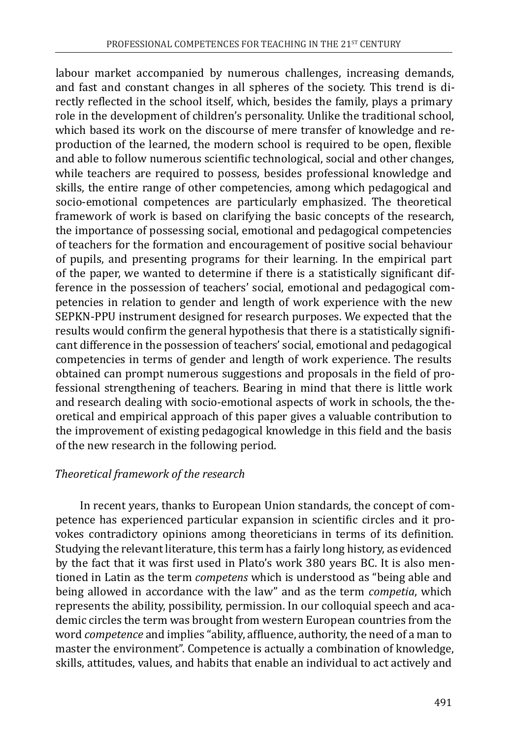labour market accompanied by numerous challenges, increasing demands, and fast and constant changes in all spheres of the society. This trend is directly reflected in the school itself, which, besides the family, plays a primary role in the development of children's personality. Unlike the traditional school, which based its work on the discourse of mere transfer of knowledge and reproduction of the learned, the modern school is required to be open, flexible and able to follow numerous scientific technological, social and other changes, while teachers are required to possess, besides professional knowledge and skills, the entire range of other competencies, among which pedagogical and socio-emotional competences are particularly emphasized. The theoretical framework of work is based on clarifying the basic concepts of the research, the importance of possessing social, emotional and pedagogical competencies of teachers for the formation and encouragement of positive social behaviour of pupils, and presenting programs for their learning. In the empirical part of the paper, we wanted to determine if there is a statistically significant difference in the possession of teachers' social, emotional and pedagogical competencies in relation to gender and length of work experience with the new SEPKN-PPU instrument designed for research purposes. We expected that the results would confirm the general hypothesis that there is a statistically significant difference in the possession of teachers' social, emotional and pedagogical competencies in terms of gender and length of work experience. The results obtained can prompt numerous suggestions and proposals in the field of professional strengthening of teachers. Bearing in mind that there is little work and research dealing with socio-emotional aspects of work in schools, the theoretical and empirical approach of this paper gives a valuable contribution to the improvement of existing pedagogical knowledge in this field and the basis of the new research in the following period.

*Theoretical framework of the research*

In recent years, thanks to European Union standards, the concept of competence has experienced particular expansion in scientific circles and it provokes contradictory opinions among theoreticians in terms of its definition. Studying the relevant literature, this term has a fairly long history, as evidenced by the fact that it was first used in Plato's work 380 years BC. It is also mentioned in Latin as the term *competens* which is understood as "being able and being allowed in accordance with the law" and as the term *competia*, which represents the ability, possibility, permission. In our colloquial speech and academic circles the term was brought from western European countries from the word *competence* and implies "ability, affluence, authority, the need of a man to master the environment". Competence is actually a combination of knowledge, skills, attitudes, values, and habits that enable an individual to act actively and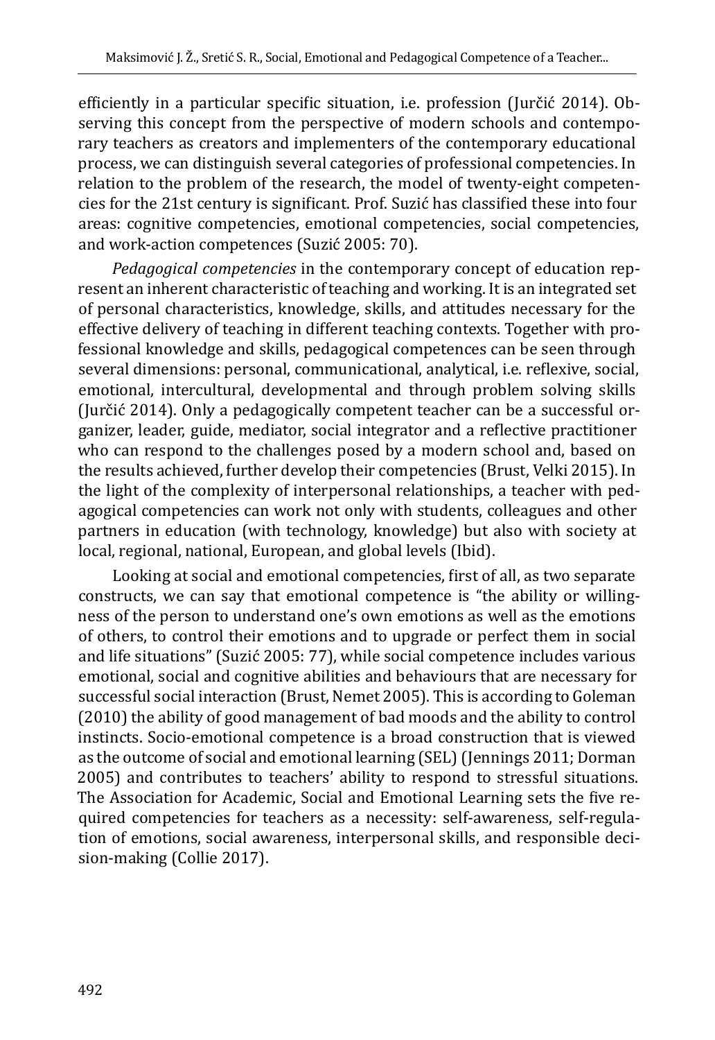efficiently in a particular specific situation, i.e. profession (Jurčić 2014). Observing this concept from the perspective of modern schools and contemporary teachers as creators and implementers of the contemporary educational process, we can distinguish several categories of professional competencies. In relation to the problem of the research, the model of twenty-eight competencies for the 21st century is significant. Prof. Suzić has classified these into four areas: cognitive competencies, emotional competencies, social competencies, and work-action competences (Suzić 2005: 70).

*Pedagogical competencies* in the contemporary concept of education represent an inherent characteristic of teaching and working. It is an integrated set of personal characteristics, knowledge, skills, and attitudes necessary for the effective delivery of teaching in different teaching contexts. Together with professional knowledge and skills, pedagogical competences can be seen through several dimensions: personal, communicational, analytical, i.e. reflexive, social, emotional, intercultural, developmental and through problem solving skills (Jurčić 2014). Only a pedagogically competent teacher can be a successful organizer, leader, guide, mediator, social integrator and a reflective practitioner who can respond to the challenges posed by a modern school and, based on the results achieved, further develop their competencies (Brust, Velki 2015). In the light of the complexity of interpersonal relationships, a teacher with pedagogical competencies can work not only with students, colleagues and other partners in education (with technology, knowledge) but also with society at local, regional, national, European, and global levels (Ibid).

Looking at social and emotional competencies, first of all, as two separate constructs, we can say that emotional competence is "the ability or willingness of the person to understand one's own emotions as well as the emotions of others, to control their emotions and to upgrade or perfect them in social and life situations" (Suzić 2005: 77), while social competence includes various emotional, social and cognitive abilities and behaviours that are necessary for successful social interaction (Brust, Nemet 2005). This is according to Goleman (2010) the ability of good management of bad moods and the ability to control instincts. Socio-emotional competence is a broad construction that is viewed as the outcome of social and emotional learning (SEL) (Jennings 2011; Dorman 2005) and contributes to teachers' ability to respond to stressful situations. The Association for Academic, Social and Emotional Learning sets the five required competencies for teachers as a necessity: self-awareness, self-regulation of emotions, social awareness, interpersonal skills, and responsible decision-making (Collie 2017).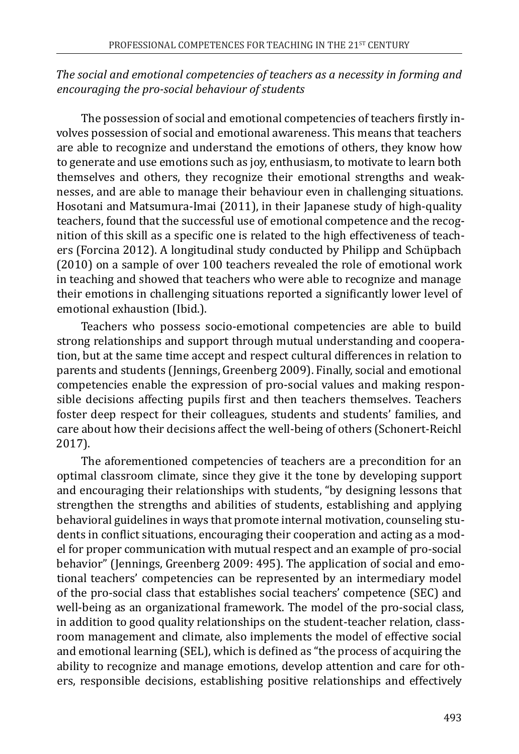*The social and emotional competencies of teachers as a necessity in forming and encouraging the pro-social behaviour of students*

The possession of social and emotional competencies of teachers firstly involves possession of social and emotional awareness. This means that teachers are able to recognize and understand the emotions of others, they know how to generate and use emotions such as joy, enthusiasm, to motivate to learn both themselves and others, they recognize their emotional strengths and weaknesses, and are able to manage their behaviour even in challenging situations. Hosotani and Matsumura-Imai (2011), in their Japanese study of high-quality teachers, found that the successful use of emotional competence and the recognition of this skill as a specific one is related to the high effectiveness of teachers (Forcina 2012). A longitudinal study conducted by Philipp and Schüpbach (2010) on a sample of over 100 teachers revealed the role of emotional work in teaching and showed that teachers who were able to recognize and manage their emotions in challenging situations reported a significantly lower level of emotional exhaustion (Ibid.).

Teachers who possess socio-emotional competencies are able to build strong relationships and support through mutual understanding and cooperation, but at the same time accept and respect cultural differences in relation to parents and students (Jennings, Greenberg 2009). Finally, social and emotional competencies enable the expression of pro-social values and making responsible decisions affecting pupils first and then teachers themselves. Teachers foster deep respect for their colleagues, students and students' families, and care about how their decisions affect the well-being of others (Schonert-Reichl 2017).

The aforementioned competencies of teachers are a precondition for an optimal classroom climate, since they give it the tone by developing support and encouraging their relationships with students, "by designing lessons that strengthen the strengths and abilities of students, establishing and applying behavioral guidelines in ways that promote internal motivation, counseling students in conflict situations, encouraging their cooperation and acting as a model for proper communication with mutual respect and an example of pro-social behavior" (Jennings, Greenberg 2009: 495). The application of social and emotional teachers' competencies can be represented by an intermediary model of the pro-social class that establishes social teachers' competence (SEC) and well-being as an organizational framework. The model of the pro-social class, in addition to good quality relationships on the student-teacher relation, classroom management and climate, also implements the model of effective social and emotional learning (SEL), which is defined as "the process of acquiring the ability to recognize and manage emotions, develop attention and care for others, responsible decisions, establishing positive relationships and effectively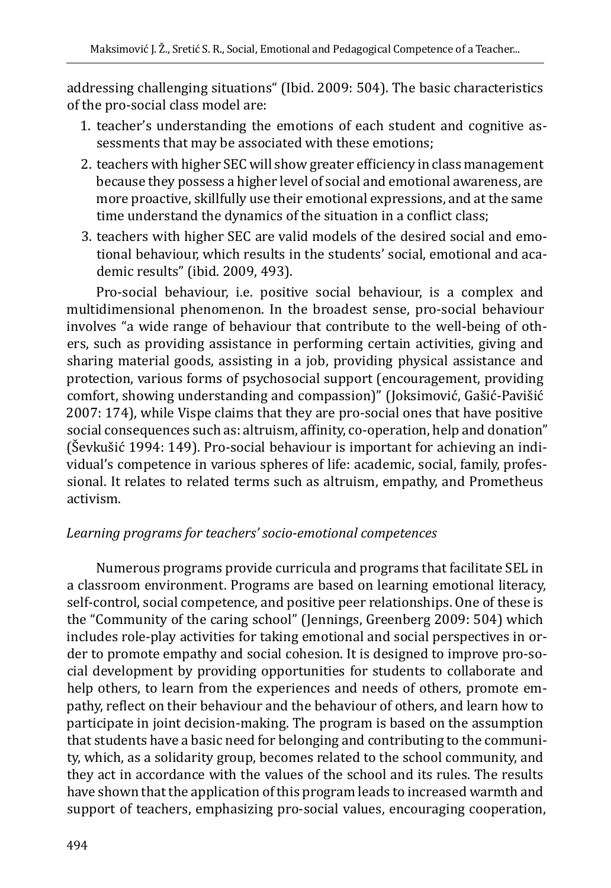addressing challenging situations“ (Ibid. 2009: 504). The basic characteristics of the pro-social class model are:

1. teacher's understanding the emotions of each student and cognitive assessments that may be associated with these emotions;
2. teachers with higher SEC will show greater efficiency in class management because they possess a higher level of social and emotional awareness, are more proactive, skillfully use their emotional expressions, and at the same time understand the dynamics of the situation in a conflict class;
3. teachers with higher SEC are valid models of the desired social and emotional behaviour, which results in the students' social, emotional and academic results" (ibid. 2009, 493).

Pro-social behaviour, i.e. positive social behaviour, is a complex and multidimensional phenomenon. In the broadest sense, pro-social behaviour involves "a wide range of behaviour that contribute to the well-being of others, such as providing assistance in performing certain activities, giving and sharing material goods, assisting in a job, providing physical assistance and protection, various forms of psychosocial support (encouragement, providing comfort, showing understanding and compassion)" (Joksimović, Gašić-Pavišić 2007: 174), while Vispe claims that they are pro-social ones that have positive social consequences such as: altruism, affinity, co-operation, help and donation" (Ševkušić 1994: 149). Pro-social behaviour is important for achieving an individual's competence in various spheres of life: academic, social, family, professional. It relates to related terms such as altruism, empathy, and Prometheus activism.

*Learning programs for teachers' socio-emotional competences*

Numerous programs provide curricula and programs that facilitate SEL in a classroom environment. Programs are based on learning emotional literacy, self-control, social competence, and positive peer relationships. One of these is the "Community of the caring school" (Jennings, Greenberg 2009: 504) which includes role-play activities for taking emotional and social perspectives in order to promote empathy and social cohesion. It is designed to improve pro-social development by providing opportunities for students to collaborate and help others, to learn from the experiences and needs of others, promote empathy, reflect on their behaviour and the behaviour of others, and learn how to participate in joint decision-making. The program is based on the assumption that students have a basic need for belonging and contributing to the community, which, as a solidarity group, becomes related to the school community, and they act in accordance with the values of the school and its rules. The results have shown that the application of this program leads to increased warmth and support of teachers, emphasizing pro-social values, encouraging cooperation,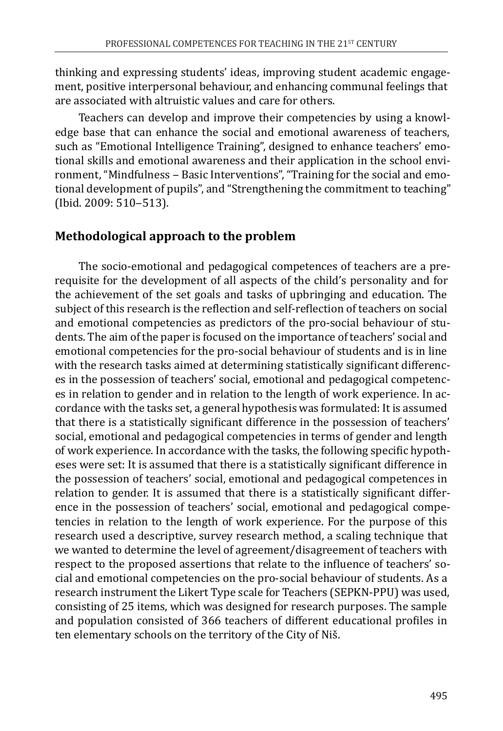thinking and expressing students' ideas, improving student academic engagement, positive interpersonal behaviour, and enhancing communal feelings that are associated with altruistic values and care for others.

Teachers can develop and improve their competencies by using a knowledge base that can enhance the social and emotional awareness of teachers, such as "Emotional Intelligence Training", designed to enhance teachers' emotional skills and emotional awareness and their application in the school environment, "Mindfulness – Basic Interventions", "Training for the social and emotional development of pupils", and "Strengthening the commitment to teaching" (Ibid. 2009: 510–513).

## Methodological approach to the problem

The socio-emotional and pedagogical competences of teachers are a prerequisite for the development of all aspects of the child's personality and for the achievement of the set goals and tasks of upbringing and education. The subject of this research is the reflection and self-reflection of teachers on social and emotional competencies as predictors of the pro-social behaviour of students. The aim of the paper is focused on the importance of teachers' social and emotional competencies for the pro-social behaviour of students and is in line with the research tasks aimed at determining statistically significant differences in the possession of teachers' social, emotional and pedagogical competences in relation to gender and in relation to the length of work experience. In accordance with the tasks set, a general hypothesis was formulated: It is assumed that there is a statistically significant difference in the possession of teachers' social, emotional and pedagogical competencies in terms of gender and length of work experience. In accordance with the tasks, the following specific hypotheses were set: It is assumed that there is a statistically significant difference in the possession of teachers' social, emotional and pedagogical competences in relation to gender. It is assumed that there is a statistically significant difference in the possession of teachers' social, emotional and pedagogical competencies in relation to the length of work experience. For the purpose of this research used a descriptive, survey research method, a scaling technique that we wanted to determine the level of agreement/disagreement of teachers with respect to the proposed assertions that relate to the influence of teachers' social and emotional competencies on the pro-social behaviour of students. As a research instrument the Likert Type scale for Teachers (SEPKN-PPU) was used, consisting of 25 items, which was designed for research purposes. The sample and population consisted of 366 teachers of different educational profiles in ten elementary schools on the territory of the City of Niš.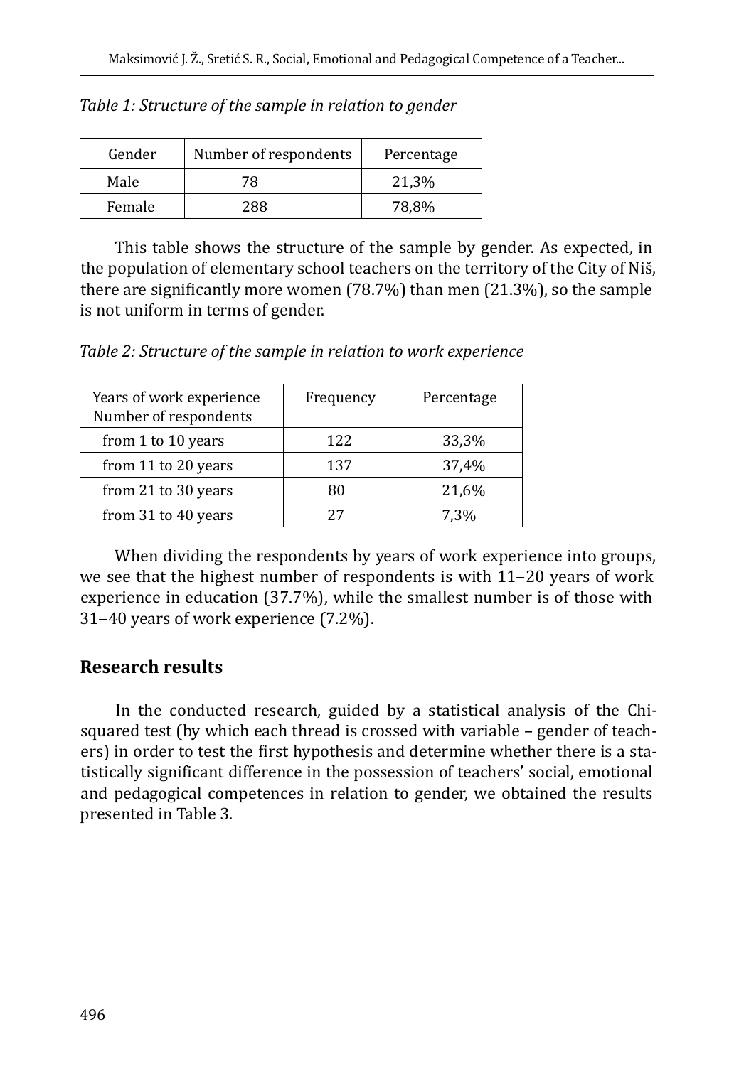*Table 1: Structure of the sample in relation to gender*

| Gender | Number of respondents | Percentage |
|---|---|---|
| Male | 78 | 21,3% |
| Female | 288 | 78,8% |

This table shows the structure of the sample by gender. As expected, in the population of elementary school teachers on the territory of the City of Niš, there are significantly more women (78.7%) than men (21.3%), so the sample is not uniform in terms of gender.

*Table 2: Structure of the sample in relation to work experience*

| Years of work experience Number of respondents | Frequency | Percentage |
|---|---|---|
| from 1 to 10 years | 122 | 33,3% |
| from 11 to 20 years | 137 | 37,4% |
| from 21 to 30 years | 80 | 21,6% |
| from 31 to 40 years | 27 | 7,3% |

When dividing the respondents by years of work experience into groups, we see that the highest number of respondents is with 11–20 years of work experience in education (37.7%), while the smallest number is of those with 31–40 years of work experience (7.2%).

## Research results

In the conducted research, guided by a statistical analysis of the Chi-squared test (by which each thread is crossed with variable – gender of teachers) in order to test the first hypothesis and determine whether there is a statistically significant difference in the possession of teachers' social, emotional and pedagogical competences in relation to gender, we obtained the results presented in Table 3.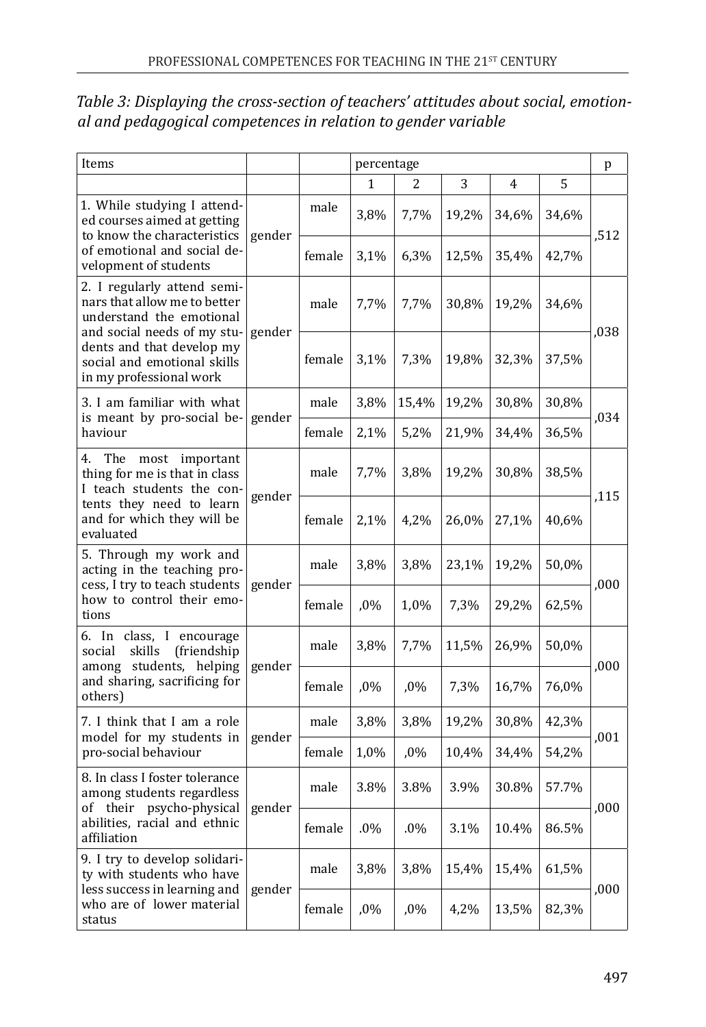*Table 3: Displaying the cross-section of teachers' attitudes about social, emotional and pedagogical competences in relation to gender variable*

| Items | | | percentage | | | | | p |
|---|---|---|---|---|---|---|---|---|
| | | | 1 | 2 | 3 | 4 | 5 | |
| 1. While studying I attended courses aimed at getting to know the characteristics of emotional and social development of students | gender | male | 3,8% | 7,7% | 19,2% | 34,6% | 34,6% | ,512 |
| | | female | 3,1% | 6,3% | 12,5% | 35,4% | 42,7% | |
| 2. I regularly attend seminars that allow me to better understand the emotional and social needs of my students and that develop my social and emotional skills in my professional work | gender | male | 7,7% | 7,7% | 30,8% | 19,2% | 34,6% | ,038 |
| | | female | 3,1% | 7,3% | 19,8% | 32,3% | 37,5% | |
| 3. I am familiar with what is meant by pro-social behaviour | gender | male | 3,8% | 15,4% | 19,2% | 30,8% | 30,8% | ,034 |
| | | female | 2,1% | 5,2% | 21,9% | 34,4% | 36,5% | |
| 4. The most important thing for me is that in class I teach students the contents they need to learn and for which they will be evaluated | gender | male | 7,7% | 3,8% | 19,2% | 30,8% | 38,5% | ,115 |
| | | female | 2,1% | 4,2% | 26,0% | 27,1% | 40,6% | |
| 5. Through my work and acting in the teaching process, I try to teach students how to control their emotions | gender | male | 3,8% | 3,8% | 23,1% | 19,2% | 50,0% | ,000 |
| | | female | ,0% | 1,0% | 7,3% | 29,2% | 62,5% | |
| 6. In class, I encourage social skills (friendship among students, helping and sharing, sacrificing for others) | gender | male | 3,8% | 7,7% | 11,5% | 26,9% | 50,0% | ,000 |
| | | female | ,0% | ,0% | 7,3% | 16,7% | 76,0% | |
| 7. I think that I am a role model for my students in pro-social behaviour | gender | male | 3,8% | 3,8% | 19,2% | 30,8% | 42,3% | ,001 |
| | | female | 1,0% | ,0% | 10,4% | 34,4% | 54,2% | |
| 8. In class I foster tolerance among students regardless of their psycho-physical abilities, racial and ethnic affiliation | gender | male | 3.8% | 3.8% | 3.9% | 30.8% | 57.7% | ,000 |
| | | female | .0% | .0% | 3.1% | 10.4% | 86.5% | |
| 9. I try to develop solidarity with students who have less success in learning and who are of lower material status | gender | male | 3,8% | 3,8% | 15,4% | 15,4% | 61,5% | ,000 |
| | | female | ,0% | ,0% | 4,2% | 13,5% | 82,3% | |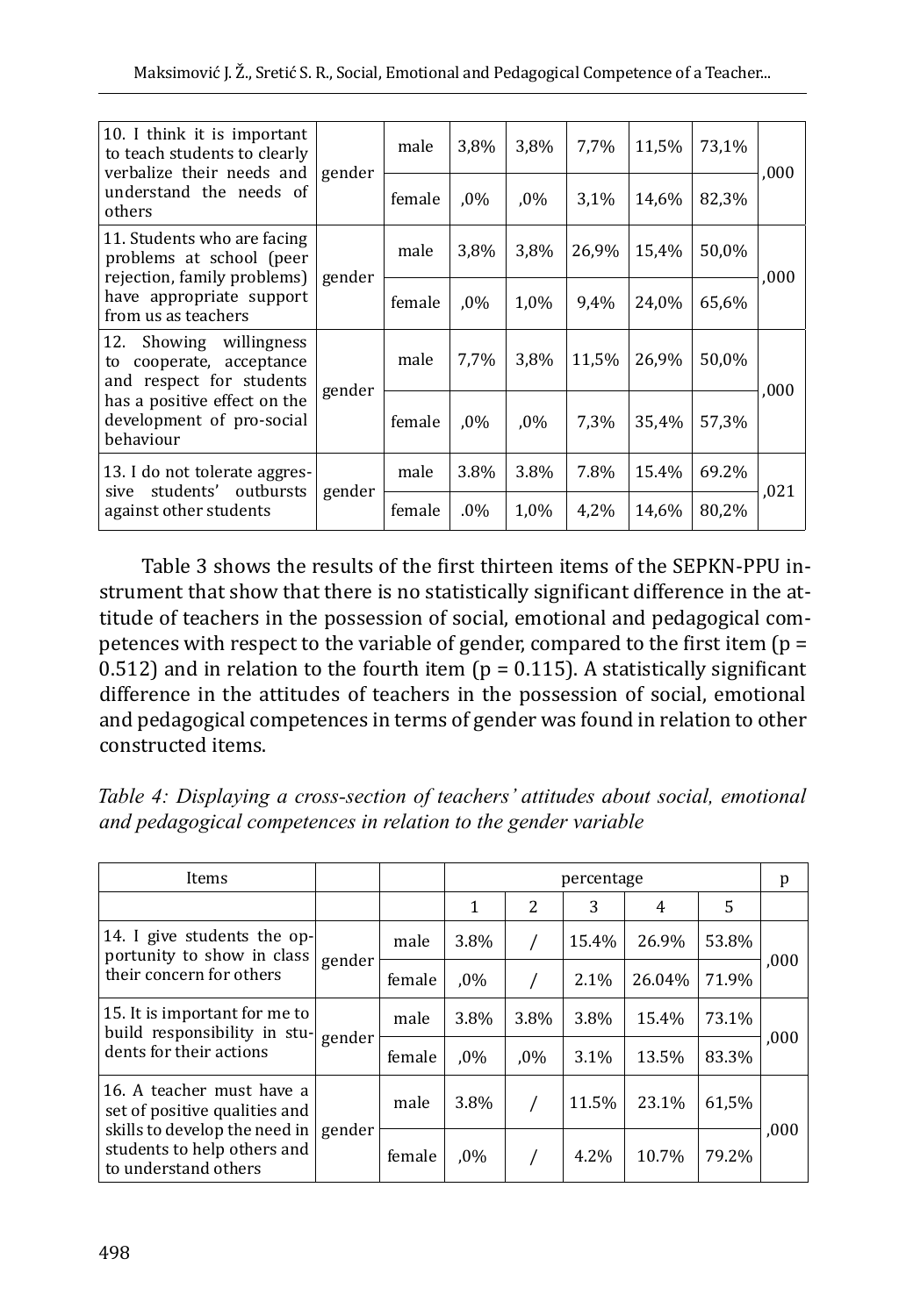| | | | | | | | | |
|---|---|---|---|---|---|---|---|---|
| 10. I think it is important to teach students to clearly verbalize their needs and understand the needs of others | gender | male | 3,8% | 3,8% | 7,7% | 11,5% | 73,1% | ,000 |
| | | female | ,0% | ,0% | 3,1% | 14,6% | 82,3% | |
| 11. Students who are facing problems at school (peer rejection, family problems) have appropriate support from us as teachers | gender | male | 3,8% | 3,8% | 26,9% | 15,4% | 50,0% | ,000 |
| | | female | ,0% | 1,0% | 9,4% | 24,0% | 65,6% | |
| 12. Showing willingness to cooperate, acceptance and respect for students has a positive effect on the development of pro-social behaviour | gender | male | 7,7% | 3,8% | 11,5% | 26,9% | 50,0% | ,000 |
| | | female | ,0% | ,0% | 7,3% | 35,4% | 57,3% | |
| 13. I do not tolerate aggressive students' outbursts against other students | gender | male | 3.8% | 3.8% | 7.8% | 15.4% | 69.2% | ,021 |
| | | female | .0% | 1,0% | 4,2% | 14,6% | 80,2% | |

Table 3 shows the results of the first thirteen items of the SEPKN-PPU instrument that show that there is no statistically significant difference in the attitude of teachers in the possession of social, emotional and pedagogical competences with respect to the variable of gender, compared to the first item (p = 0.512) and in relation to the fourth item (p = 0.115). A statistically significant difference in the attitudes of teachers in the possession of social, emotional and pedagogical competences in terms of gender was found in relation to other constructed items.

*Table 4: Displaying a cross-section of teachers' attitudes about social, emotional and pedagogical competences in relation to the gender variable*

| Items | | | percentage | | | | | p |
|---|---|---|---|---|---|---|---|---|
| | | | 1 | 2 | 3 | 4 | 5 | |
| 14. I give students the opportunity to show in class their concern for others | gender | male | 3.8% | / | 15.4% | 26.9% | 53.8% | ,000 |
| | | female | ,0% | / | 2.1% | 26.04% | 71.9% | |
| 15. It is important for me to build responsibility in students for their actions | gender | male | 3.8% | 3.8% | 3.8% | 15.4% | 73.1% | ,000 |
| | | female | ,0% | ,0% | 3.1% | 13.5% | 83.3% | |
| 16. A teacher must have a set of positive qualities and skills to develop the need in students to help others and to understand others | gender | male | 3.8% | / | 11.5% | 23.1% | 61,5% | ,000 |
| | | female | ,0% | / | 4.2% | 10.7% | 79.2% | |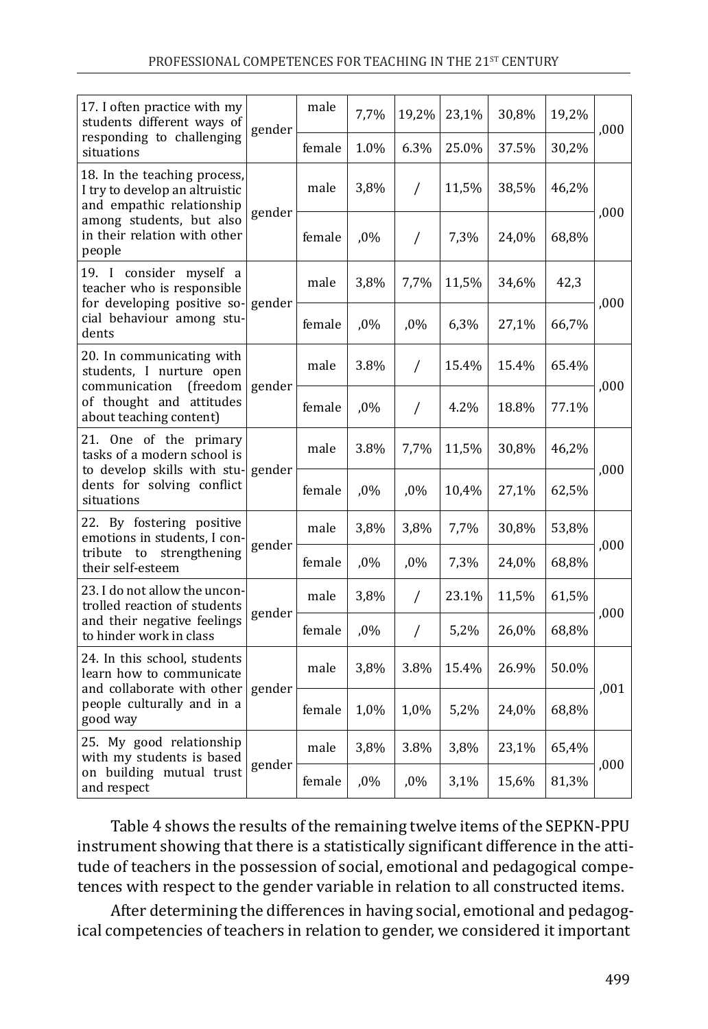| | | | | | | | | |
|---|---|---|---|---|---|---|---|---|
| 17. I often practice with my students different ways of responding to challenging situations | gender | male | 7,7% | 19,2% | 23,1% | 30,8% | 19,2% | ,000 |
| | | female | 1.0% | 6.3% | 25.0% | 37.5% | 30,2% | |
| 18. In the teaching process, I try to develop an altruistic and empathic relationship among students, but also in their relation with other people | gender | male | 3,8% | / | 11,5% | 38,5% | 46,2% | ,000 |
| | | female | ,0% | / | 7,3% | 24,0% | 68,8% | |
| 19. I consider myself a teacher who is responsible for developing positive social behaviour among students | gender | male | 3,8% | 7,7% | 11,5% | 34,6% | 42,3 | ,000 |
| | | female | ,0% | ,0% | 6,3% | 27,1% | 66,7% | |
| 20. In communicating with students, I nurture open communication (freedom of thought and attitudes about teaching content) | gender | male | 3.8% | / | 15.4% | 15.4% | 65.4% | ,000 |
| | | female | ,0% | / | 4.2% | 18.8% | 77.1% | |
| 21. One of the primary tasks of a modern school is to develop skills with students for solving conflict situations | gender | male | 3.8% | 7,7% | 11,5% | 30,8% | 46,2% | ,000 |
| | | female | ,0% | ,0% | 10,4% | 27,1% | 62,5% | |
| 22. By fostering positive emotions in students, I contribute to strengthening their self-esteem | gender | male | 3,8% | 3,8% | 7,7% | 30,8% | 53,8% | ,000 |
| | | female | ,0% | ,0% | 7,3% | 24,0% | 68,8% | |
| 23. I do not allow the uncontrolled reaction of students and their negative feelings to hinder work in class | gender | male | 3,8% | / | 23.1% | 11,5% | 61,5% | ,000 |
| | | female | ,0% | / | 5,2% | 26,0% | 68,8% | |
| 24. In this school, students learn how to communicate and collaborate with other people culturally and in a good way | gender | male | 3,8% | 3.8% | 15.4% | 26.9% | 50.0% | ,001 |
| | | female | 1,0% | 1,0% | 5,2% | 24,0% | 68,8% | |
| 25. My good relationship with my students is based on building mutual trust and respect | gender | male | 3,8% | 3.8% | 3,8% | 23,1% | 65,4% | ,000 |
| | | female | ,0% | ,0% | 3,1% | 15,6% | 81,3% | |

Table 4 shows the results of the remaining twelve items of the SEPKN-PPU instrument showing that there is a statistically significant difference in the attitude of teachers in the possession of social, emotional and pedagogical competences with respect to the gender variable in relation to all constructed items.

After determining the differences in having social, emotional and pedagogical competencies of teachers in relation to gender, we considered it important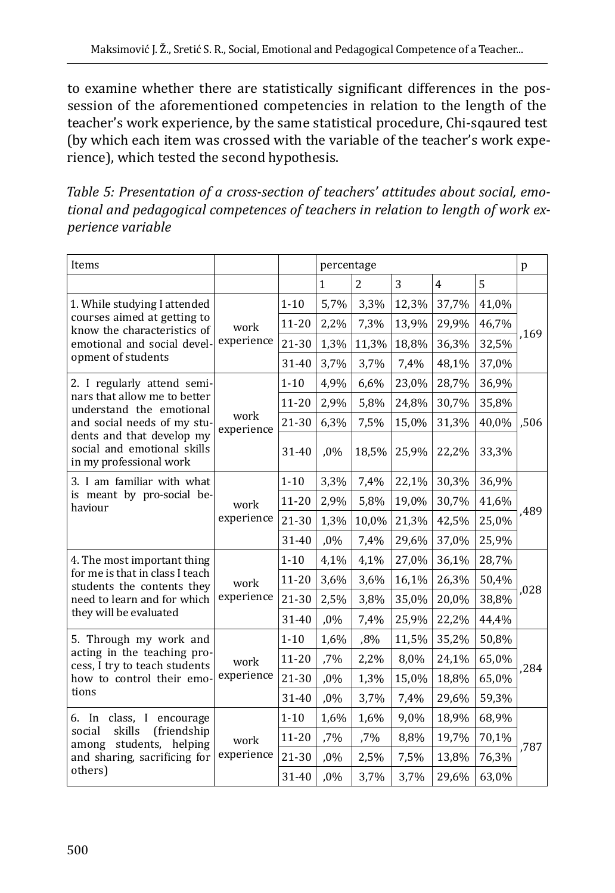to examine whether there are statistically significant differences in the possession of the aforementioned competencies in relation to the length of the teacher's work experience, by the same statistical procedure, Chi-sqaured test (by which each item was crossed with the variable of the teacher's work experience), which tested the second hypothesis.

*Table 5: Presentation of a cross-section of teachers' attitudes about social, emotional and pedagogical competences of teachers in relation to length of work experience variable*

| Items | | | percentage | | | | | p |
|---|---|---|---|---|---|---|---|---|
| | | | 1 | 2 | 3 | 4 | 5 | |
| 1. While studying I attended courses aimed at getting to know the characteristics of emotional and social development of students | work experience | 1-10 | 5,7% | 3,3% | 12,3% | 37,7% | 41,0% | ,169 |
| | | 11-20 | 2,2% | 7,3% | 13,9% | 29,9% | 46,7% | |
| | | 21-30 | 1,3% | 11,3% | 18,8% | 36,3% | 32,5% | |
| | | 31-40 | 3,7% | 3,7% | 7,4% | 48,1% | 37,0% | |
| 2. I regularly attend seminars that allow me to better understand the emotional and social needs of my students and that develop my social and emotional skills in my professional work | work experience | 1-10 | 4,9% | 6,6% | 23,0% | 28,7% | 36,9% | ,506 |
| | | 11-20 | 2,9% | 5,8% | 24,8% | 30,7% | 35,8% | |
| | | 21-30 | 6,3% | 7,5% | 15,0% | 31,3% | 40,0% | |
| | | 31-40 | ,0% | 18,5% | 25,9% | 22,2% | 33,3% | |
| 3. I am familiar with what is meant by pro-social behaviour | work experience | 1-10 | 3,3% | 7,4% | 22,1% | 30,3% | 36,9% | ,489 |
| | | 11-20 | 2,9% | 5,8% | 19,0% | 30,7% | 41,6% | |
| | | 21-30 | 1,3% | 10,0% | 21,3% | 42,5% | 25,0% | |
| | | 31-40 | ,0% | 7,4% | 29,6% | 37,0% | 25,9% | |
| 4. The most important thing for me is that in class I teach students the contents they need to learn and for which they will be evaluated | work experience | 1-10 | 4,1% | 4,1% | 27,0% | 36,1% | 28,7% | ,028 |
| | | 11-20 | 3,6% | 3,6% | 16,1% | 26,3% | 50,4% | |
| | | 21-30 | 2,5% | 3,8% | 35,0% | 20,0% | 38,8% | |
| | | 31-40 | ,0% | 7,4% | 25,9% | 22,2% | 44,4% | |
| 5. Through my work and acting in the teaching process, I try to teach students how to control their emotions | work experience | 1-10 | 1,6% | ,8% | 11,5% | 35,2% | 50,8% | ,284 |
| | | 11-20 | ,7% | 2,2% | 8,0% | 24,1% | 65,0% | |
| | | 21-30 | ,0% | 1,3% | 15,0% | 18,8% | 65,0% | |
| | | 31-40 | ,0% | 3,7% | 7,4% | 29,6% | 59,3% | |
| 6. In class, I encourage social skills (friendship among students, helping and sharing, sacrificing for others) | work experience | 1-10 | 1,6% | 1,6% | 9,0% | 18,9% | 68,9% | ,787 |
| | | 11-20 | ,7% | ,7% | 8,8% | 19,7% | 70,1% | |
| | | 21-30 | ,0% | 2,5% | 7,5% | 13,8% | 76,3% | |
| | | 31-40 | ,0% | 3,7% | 3,7% | 29,6% | 63,0% | |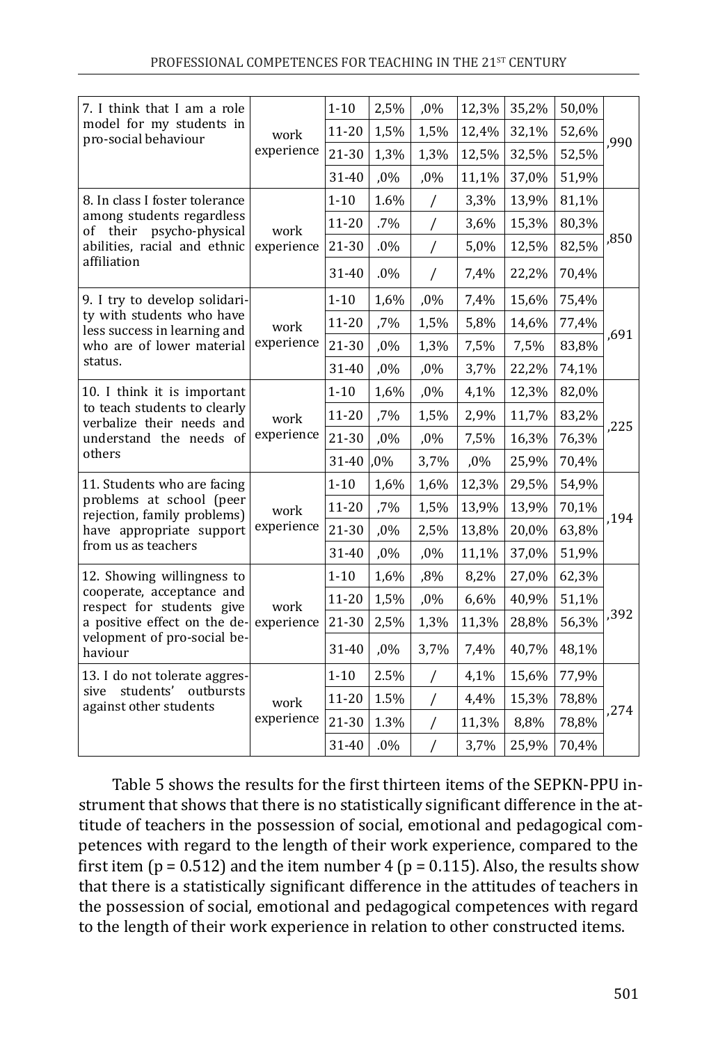| | | | | | | | | |
|---|---|---|---|---|---|---|---|---|
| 7. I think that I am a role model for my students in pro-social behaviour | work experience | 1-10 | 2,5% | ,0% | 12,3% | 35,2% | 50,0% | ,990 |
| | | 11-20 | 1,5% | 1,5% | 12,4% | 32,1% | 52,6% | |
| | | 21-30 | 1,3% | 1,3% | 12,5% | 32,5% | 52,5% | |
| | | 31-40 | ,0% | ,0% | 11,1% | 37,0% | 51,9% | |
| 8. In class I foster tolerance among students regardless of their psycho-physical abilities, racial and ethnic affiliation | work experience | 1-10 | 1.6% | / | 3,3% | 13,9% | 81,1% | ,850 |
| | | 11-20 | .7% | / | 3,6% | 15,3% | 80,3% | |
| | | 21-30 | .0% | / | 5,0% | 12,5% | 82,5% | |
| | | 31-40 | .0% | / | 7,4% | 22,2% | 70,4% | |
| 9. I try to develop solidarity with students who have less success in learning and who are of lower material status. | work experience | 1-10 | 1,6% | ,0% | 7,4% | 15,6% | 75,4% | ,691 |
| | | 11-20 | ,7% | 1,5% | 5,8% | 14,6% | 77,4% | |
| | | 21-30 | ,0% | 1,3% | 7,5% | 7,5% | 83,8% | |
| | | 31-40 | ,0% | ,0% | 3,7% | 22,2% | 74,1% | |
| 10. I think it is important to teach students to clearly verbalize their needs and understand the needs of others | work experience | 1-10 | 1,6% | ,0% | 4,1% | 12,3% | 82,0% | ,225 |
| | | 11-20 | ,7% | 1,5% | 2,9% | 11,7% | 83,2% | |
| | | 21-30 | ,0% | ,0% | 7,5% | 16,3% | 76,3% | |
| | | 31-40 | ,0% | 3,7% | ,0% | 25,9% | 70,4% | |
| 11. Students who are facing problems at school (peer rejection, family problems) have appropriate support from us as teachers | work experience | 1-10 | 1,6% | 1,6% | 12,3% | 29,5% | 54,9% | ,194 |
| | | 11-20 | ,7% | 1,5% | 13,9% | 13,9% | 70,1% | |
| | | 21-30 | ,0% | 2,5% | 13,8% | 20,0% | 63,8% | |
| | | 31-40 | ,0% | ,0% | 11,1% | 37,0% | 51,9% | |
| 12. Showing willingness to cooperate, acceptance and respect for students give a positive effect on the development of pro-social behaviour | work experience | 1-10 | 1,6% | ,8% | 8,2% | 27,0% | 62,3% | ,392 |
| | | 11-20 | 1,5% | ,0% | 6,6% | 40,9% | 51,1% | |
| | | 21-30 | 2,5% | 1,3% | 11,3% | 28,8% | 56,3% | |
| | | 31-40 | ,0% | 3,7% | 7,4% | 40,7% | 48,1% | |
| 13. I do not tolerate aggressive students' outbursts against other students | work experience | 1-10 | 2.5% | / | 4,1% | 15,6% | 77,9% | ,274 |
| | | 11-20 | 1.5% | / | 4,4% | 15,3% | 78,8% | |
| | | 21-30 | 1.3% | / | 11,3% | 8,8% | 78,8% | |
| | | 31-40 | .0% | / | 3,7% | 25,9% | 70,4% | |

Table 5 shows the results for the first thirteen items of the SEPKN-PPU instrument that shows that there is no statistically significant difference in the attitude of teachers in the possession of social, emotional and pedagogical competences with regard to the length of their work experience, compared to the first item ($p = 0.512$) and the item number 4 ($p = 0.115$). Also, the results show that there is a statistically significant difference in the attitudes of teachers in the possession of social, emotional and pedagogical competences with regard to the length of their work experience in relation to other constructed items.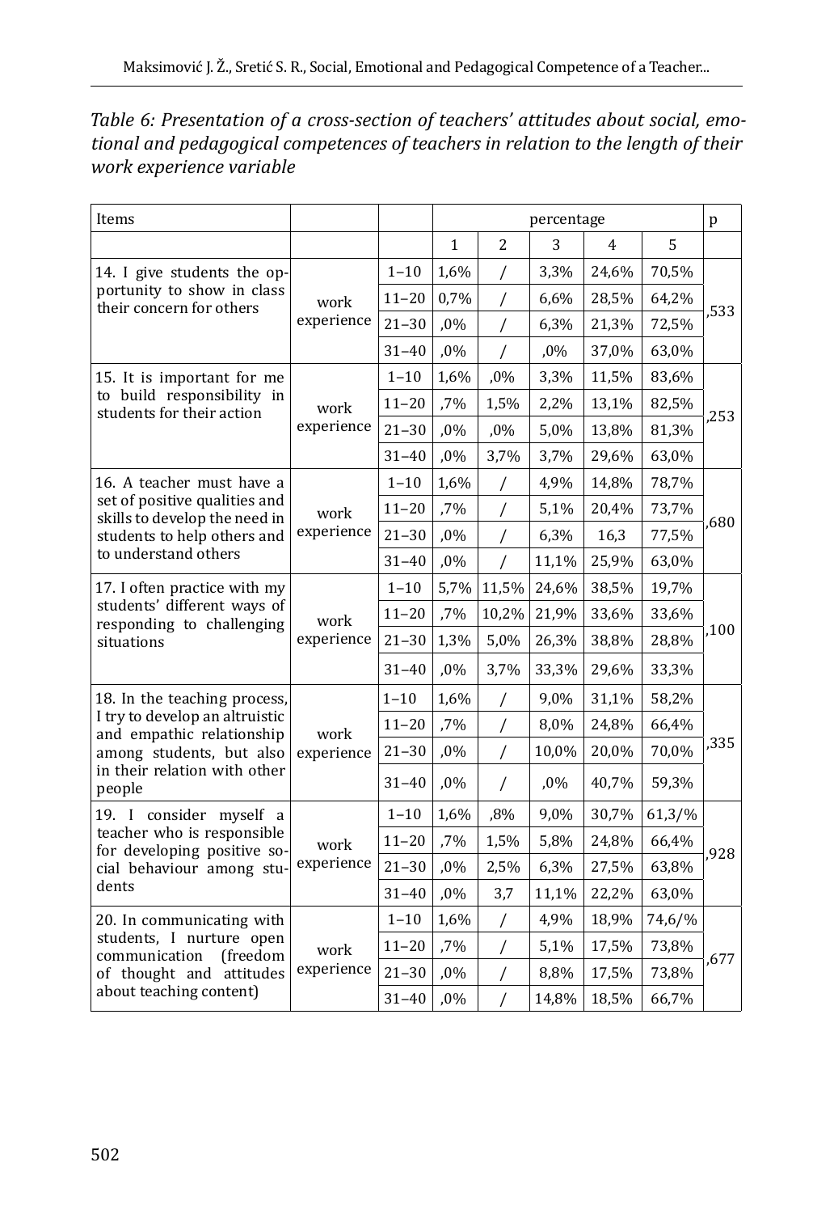*Table 6: Presentation of a cross-section of teachers' attitudes about social, emotional and pedagogical competences of teachers in relation to the length of their work experience variable*

| Items | | | percentage | | | | | p |
|---|---|---|---|---|---|---|---|---|
| | | | 1 | 2 | 3 | 4 | 5 | |
| 14. I give students the opportunity to show in class their concern for others | work experience | 1–10 | 1,6% | / | 3,3% | 24,6% | 70,5% | ,533 |
| | | 11–20 | 0,7% | / | 6,6% | 28,5% | 64,2% | |
| | | 21–30 | ,0% | / | 6,3% | 21,3% | 72,5% | |
| | | 31–40 | ,0% | / | ,0% | 37,0% | 63,0% | |
| 15. It is important for me to build responsibility in students for their action | work experience | 1–10 | 1,6% | ,0% | 3,3% | 11,5% | 83,6% | ,253 |
| | | 11–20 | ,7% | 1,5% | 2,2% | 13,1% | 82,5% | |
| | | 21–30 | ,0% | ,0% | 5,0% | 13,8% | 81,3% | |
| | | 31–40 | ,0% | 3,7% | 3,7% | 29,6% | 63,0% | |
| 16. A teacher must have a set of positive qualities and skills to develop the need in students to help others and to understand others | work experience | 1–10 | 1,6% | / | 4,9% | 14,8% | 78,7% | ,680 |
| | | 11–20 | ,7% | / | 5,1% | 20,4% | 73,7% | |
| | | 21–30 | ,0% | / | 6,3% | 16,3 | 77,5% | |
| | | 31–40 | ,0% | / | 11,1% | 25,9% | 63,0% | |
| 17. I often practice with my students' different ways of responding to challenging situations | work experience | 1–10 | 5,7% | 11,5% | 24,6% | 38,5% | 19,7% | ,100 |
| | | 11–20 | ,7% | 10,2% | 21,9% | 33,6% | 33,6% | |
| | | 21–30 | 1,3% | 5,0% | 26,3% | 38,8% | 28,8% | |
| | | 31–40 | ,0% | 3,7% | 33,3% | 29,6% | 33,3% | |
| 18. In the teaching process, I try to develop an altruistic and empathic relationship among students, but also in their relation with other people | work experience | 1–10 | 1,6% | / | 9,0% | 31,1% | 58,2% | ,335 |
| | | 11–20 | ,7% | / | 8,0% | 24,8% | 66,4% | |
| | | 21–30 | ,0% | / | 10,0% | 20,0% | 70,0% | |
| | | 31–40 | ,0% | / | ,0% | 40,7% | 59,3% | |
| 19. I consider myself a teacher who is responsible for developing positive social behaviour among students | work experience | 1–10 | 1,6% | ,8% | 9,0% | 30,7% | 61,3/% | ,928 |
| | | 11–20 | ,7% | 1,5% | 5,8% | 24,8% | 66,4% | |
| | | 21–30 | ,0% | 2,5% | 6,3% | 27,5% | 63,8% | |
| | | 31–40 | ,0% | 3,7 | 11,1% | 22,2% | 63,0% | |
| 20. In communicating with students, I nurture open communication (freedom of thought and attitudes about teaching content) | work experience | 1–10 | 1,6% | / | 4,9% | 18,9% | 74,6/% | ,677 |
| | | 11–20 | ,7% | / | 5,1% | 17,5% | 73,8% | |
| | | 21–30 | ,0% | / | 8,8% | 17,5% | 73,8% | |
| | | 31–40 | ,0% | / | 14,8% | 18,5% | 66,7% | |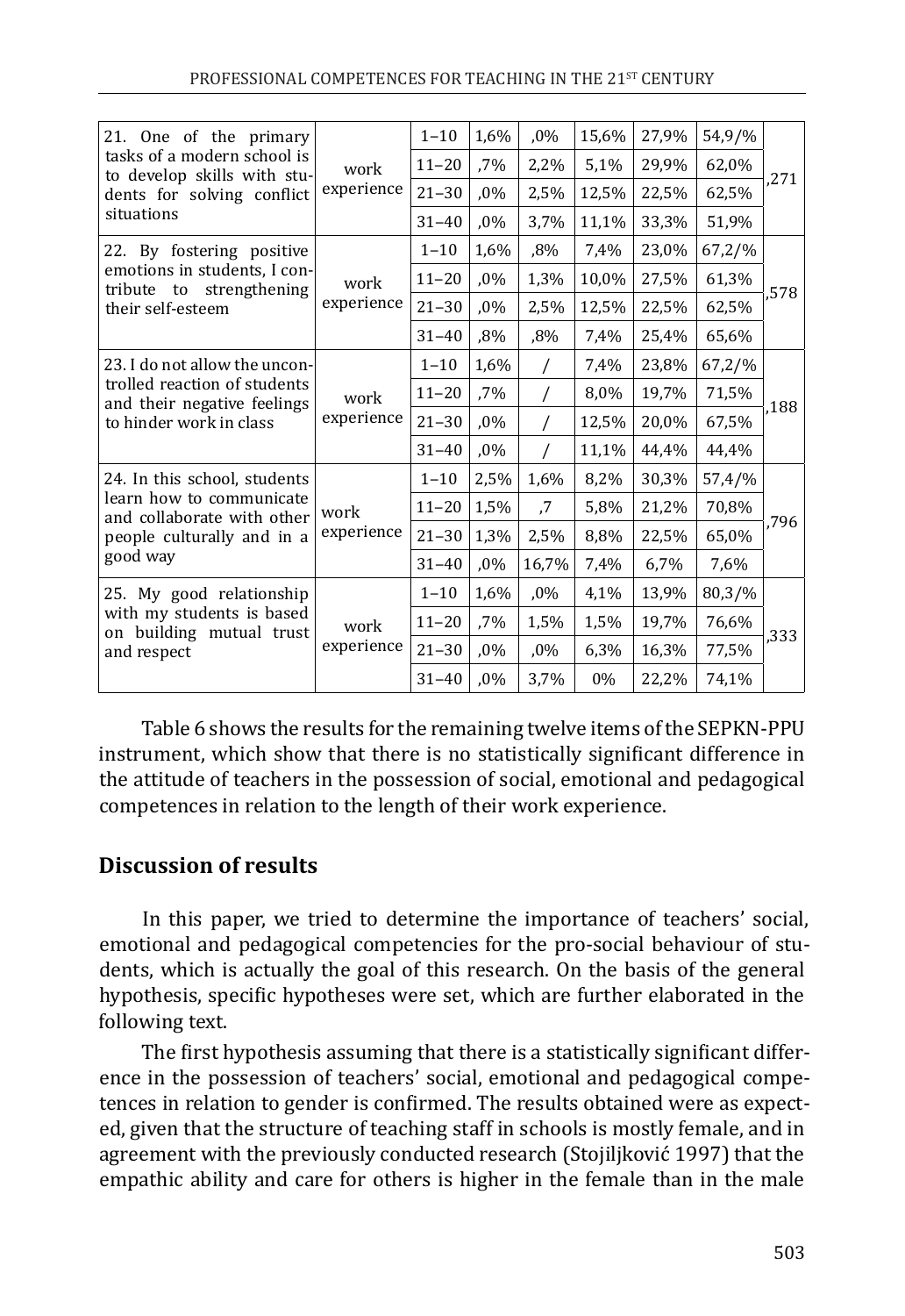| | | | | | | | | |
|---|---|---|---|---|---|---|---|---|
| 21. One of the primary tasks of a modern school is to develop skills with students for solving conflict situations | work experience | 1–10 | 1,6% | ,0% | 15,6% | 27,9% | 54,9/% | ,271 |
| | | 11–20 | ,7% | 2,2% | 5,1% | 29,9% | 62,0% | |
| | | 21–30 | ,0% | 2,5% | 12,5% | 22,5% | 62,5% | |
| | | 31–40 | ,0% | 3,7% | 11,1% | 33,3% | 51,9% | |
| 22. By fostering positive emotions in students, I contribute to strengthening their self-esteem | work experience | 1–10 | 1,6% | ,8% | 7,4% | 23,0% | 67,2/% | ,578 |
| | | 11–20 | ,0% | 1,3% | 10,0% | 27,5% | 61,3% | |
| | | 21–30 | ,0% | 2,5% | 12,5% | 22,5% | 62,5% | |
| | | 31–40 | ,8% | ,8% | 7,4% | 25,4% | 65,6% | |
| 23. I do not allow the uncontrolled reaction of students and their negative feelings to hinder work in class | work experience | 1–10 | 1,6% | / | 7,4% | 23,8% | 67,2/% | ,188 |
| | | 11–20 | ,7% | / | 8,0% | 19,7% | 71,5% | |
| | | 21–30 | ,0% | / | 12,5% | 20,0% | 67,5% | |
| | | 31–40 | ,0% | / | 11,1% | 44,4% | 44,4% | |
| 24. In this school, students learn how to communicate and collaborate with other people culturally and in a good way | work experience | 1–10 | 2,5% | 1,6% | 8,2% | 30,3% | 57,4/% | ,796 |
| | | 11–20 | 1,5% | ,7 | 5,8% | 21,2% | 70,8% | |
| | | 21–30 | 1,3% | 2,5% | 8,8% | 22,5% | 65,0% | |
| | | 31–40 | ,0% | 16,7% | 7,4% | 6,7% | 7,6% | |
| 25. My good relationship with my students is based on building mutual trust and respect | work experience | 1–10 | 1,6% | ,0% | 4,1% | 13,9% | 80,3/% | ,333 |
| | | 11–20 | ,7% | 1,5% | 1,5% | 19,7% | 76,6% | |
| | | 21–30 | ,0% | ,0% | 6,3% | 16,3% | 77,5% | |
| | | 31–40 | ,0% | 3,7% | 0% | 22,2% | 74,1% | |

Table 6 shows the results for the remaining twelve items of the SEPKN-PPU instrument, which show that there is no statistically significant difference in the attitude of teachers in the possession of social, emotional and pedagogical competences in relation to the length of their work experience.

## Discussion of results

In this paper, we tried to determine the importance of teachers' social, emotional and pedagogical competencies for the pro-social behaviour of students, which is actually the goal of this research. On the basis of the general hypothesis, specific hypotheses were set, which are further elaborated in the following text.

The first hypothesis assuming that there is a statistically significant difference in the possession of teachers' social, emotional and pedagogical competences in relation to gender is confirmed. The results obtained were as expected, given that the structure of teaching staff in schools is mostly female, and in agreement with the previously conducted research (Stojiljković 1997) that the empathic ability and care for others is higher in the female than in the male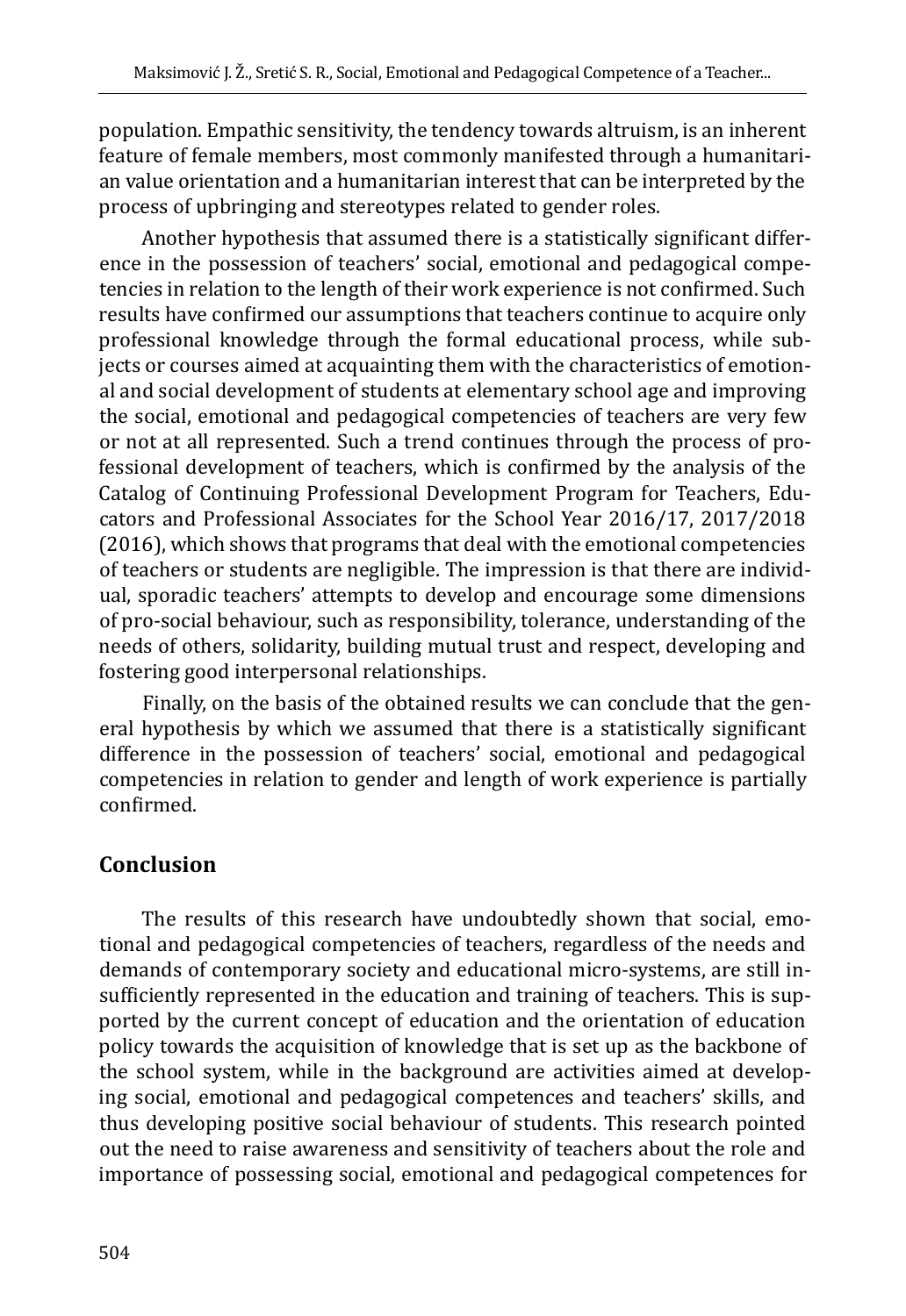population. Empathic sensitivity, the tendency towards altruism, is an inherent feature of female members, most commonly manifested through a humanitarian value orientation and a humanitarian interest that can be interpreted by the process of upbringing and stereotypes related to gender roles.

Another hypothesis that assumed there is a statistically significant difference in the possession of teachers' social, emotional and pedagogical competencies in relation to the length of their work experience is not confirmed. Such results have confirmed our assumptions that teachers continue to acquire only professional knowledge through the formal educational process, while subjects or courses aimed at acquainting them with the characteristics of emotional and social development of students at elementary school age and improving the social, emotional and pedagogical competencies of teachers are very few or not at all represented. Such a trend continues through the process of professional development of teachers, which is confirmed by the analysis of the Catalog of Continuing Professional Development Program for Teachers, Educators and Professional Associates for the School Year 2016/17, 2017/2018 (2016), which shows that programs that deal with the emotional competencies of teachers or students are negligible. The impression is that there are individual, sporadic teachers' attempts to develop and encourage some dimensions of pro-social behaviour, such as responsibility, tolerance, understanding of the needs of others, solidarity, building mutual trust and respect, developing and fostering good interpersonal relationships.

Finally, on the basis of the obtained results we can conclude that the general hypothesis by which we assumed that there is a statistically significant difference in the possession of teachers' social, emotional and pedagogical competencies in relation to gender and length of work experience is partially confirmed.

## Conclusion

The results of this research have undoubtedly shown that social, emotional and pedagogical competencies of teachers, regardless of the needs and demands of contemporary society and educational micro-systems, are still insufficiently represented in the education and training of teachers. This is supported by the current concept of education and the orientation of education policy towards the acquisition of knowledge that is set up as the backbone of the school system, while in the background are activities aimed at developing social, emotional and pedagogical competences and teachers' skills, and thus developing positive social behaviour of students. This research pointed out the need to raise awareness and sensitivity of teachers about the role and importance of possessing social, emotional and pedagogical competences for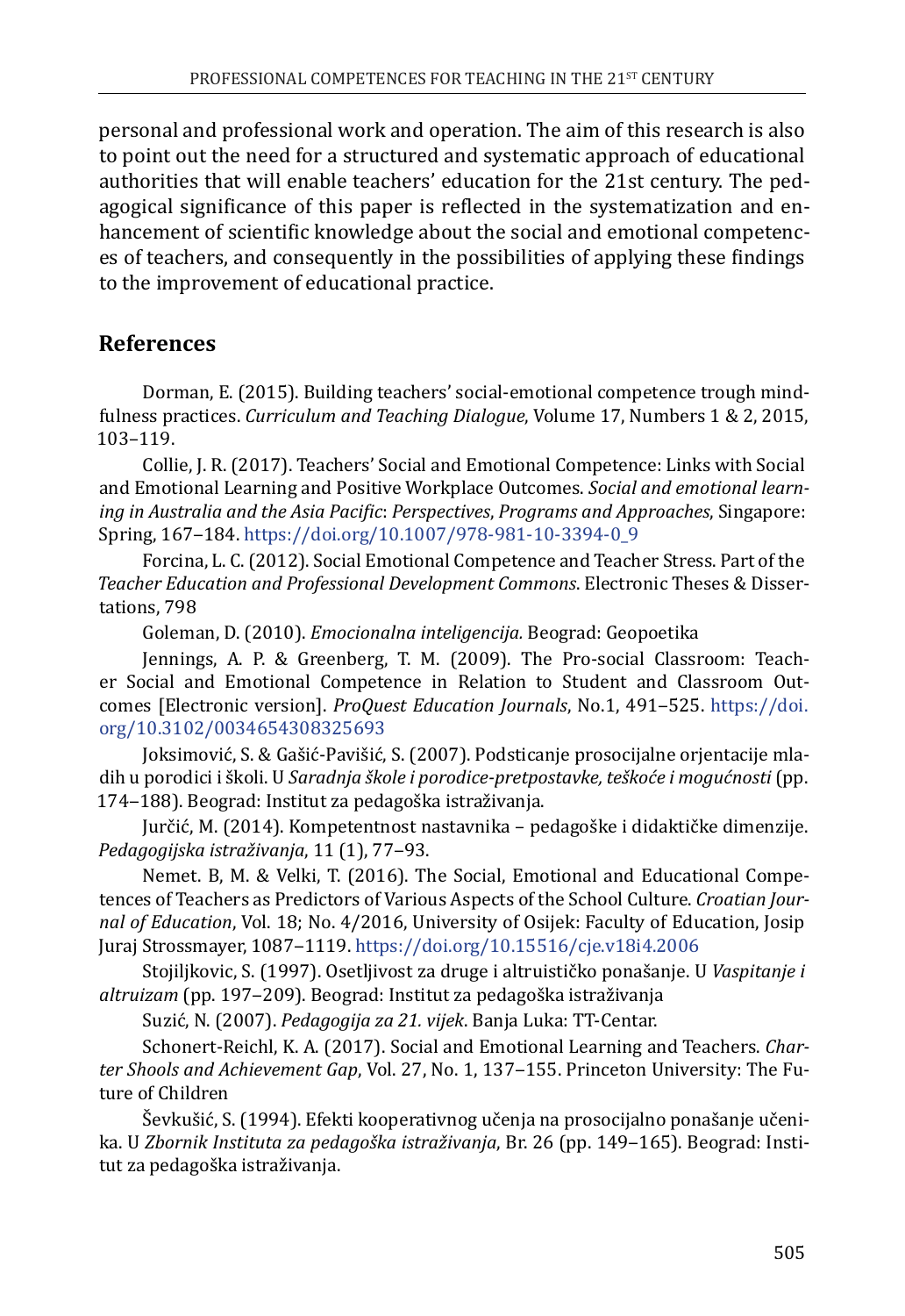personal and professional work and operation. The aim of this research is also to point out the need for a structured and systematic approach of educational authorities that will enable teachers' education for the 21st century. The pedagogical significance of this paper is reflected in the systematization and enhancement of scientific knowledge about the social and emotional competences of teachers, and consequently in the possibilities of applying these findings to the improvement of educational practice.

## References

Dorman, E. (2015). Building teachers' social-emotional competence trough mindfulness practices. *Curriculum and Teaching Dialogue*, Volume 17, Numbers 1 & 2, 2015, 103–119.

Collie, J. R. (2017). Teachers' Social and Emotional Competence: Links with Social and Emotional Learning and Positive Workplace Outcomes. *Social and emotional learning in Australia and the Asia Pacific*: *Perspectives*, *Programs and Approaches*, Singapore: Spring, 167–184. https://doi.org/10.1007/978-981-10-3394-0_9

Forcina, L. C. (2012). Social Emotional Competence and Teacher Stress. Part of the *Teacher Education and Professional Development Commons*. Electronic Theses & Dissertations, 798

Goleman, D. (2010). *Emocionalna inteligencija.* Beograd: Geopoetika

Jennings, A. P. & Greenberg, T. M. (2009). The Pro-social Classroom: Teacher Social and Emotional Competence in Relation to Student and Classroom Outcomes [Electronic version]. *ProQuest Education Journals*, No.1, 491–525. https://doi.org/10.3102/0034654308325693

Joksimović, S. & Gašić-Pavišić, S. (2007). Podsticanje prosocijalne orjentacije mladih u porodici i školi. U *Saradnja škole i porodice-pretpostavke, teškoće i mogućnosti* (pp. 174–188). Beograd: Institut za pedagoška istraživanja.

Jurčić, M. (2014). Kompetentnost nastavnika – pedagoške i didaktičke dimenzije. *Pedagogijska istraživanja*, 11 (1), 77–93.

Nemet. B, M. & Velki, T. (2016). The Social, Emotional and Educational Competences of Teachers as Predictors of Various Aspects of the School Culture. *Croatian Journal of Education*, Vol. 18; No. 4/2016, University of Osijek: Faculty of Education, Josip Juraj Strossmayer, 1087–1119. https://doi.org/10.15516/cje.v18i4.2006

Stojiljkovic, S. (1997). Osetljivost za druge i altruističko ponašanje. U *Vaspitanje i altruizam* (pp. 197–209). Beograd: Institut za pedagoška istraživanja

Suzić, N. (2007). *Pedagogija za 21. vijek*. Banja Luka: TT-Centar.

Schonert-Reichl, K. A. (2017). Social and Emotional Learning and Teachers. *Charter Shools and Achievement Gap*, Vol. 27, No. 1, 137–155. Princeton University: The Future of Children

Ševkušić, S. (1994). Efekti kooperativnog učenja na prosocijalno ponašanje učenika. U *Zbornik Instituta za pedagoška istraživanja*, Br. 26 (pp. 149–165). Beograd: Institut za pedagoška istraživanja.